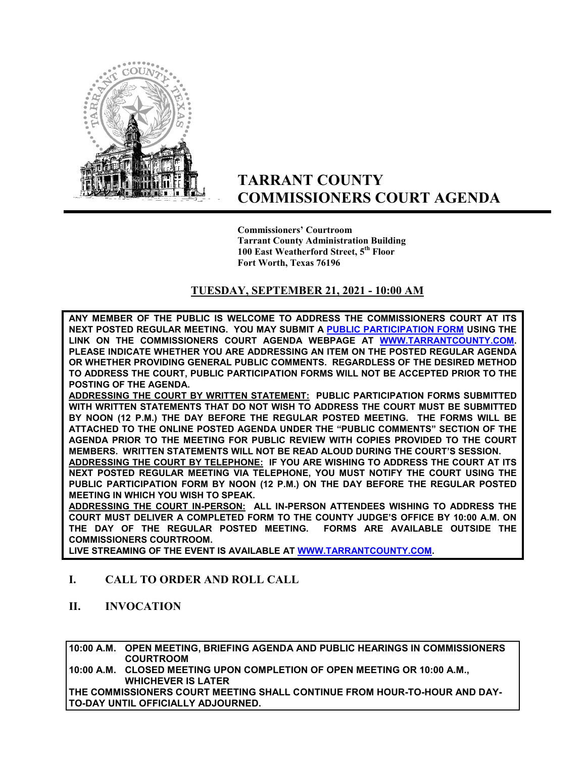# TARRANT COUNTY COMMISSIONERS COURT AGENDA

**Commissioners' Courtroom**
**Tarrant County Administration Building**
**100 East Weatherford Street, 5th Floor**
**Fort Worth, Texas 76196**

## TUESDAY, SEPTEMBER 21, 2021 - 10:00 AM

**ANY MEMBER OF THE PUBLIC IS WELCOME TO ADDRESS THE COMMISSIONERS COURT AT ITS NEXT POSTED REGULAR MEETING. YOU MAY SUBMIT A PUBLIC PARTICIPATION FORM USING THE LINK ON THE COMMISSIONERS COURT AGENDA WEBPAGE AT WWW.TARRANTCOUNTY.COM. PLEASE INDICATE WHETHER YOU ARE ADDRESSING AN ITEM ON THE POSTED REGULAR AGENDA OR WHETHER PROVIDING GENERAL PUBLIC COMMENTS. REGARDLESS OF THE DESIRED METHOD TO ADDRESS THE COURT, PUBLIC PARTICIPATION FORMS WILL NOT BE ACCEPTED PRIOR TO THE POSTING OF THE AGENDA.**

**ADDRESSING THE COURT BY WRITTEN STATEMENT: PUBLIC PARTICIPATION FORMS SUBMITTED WITH WRITTEN STATEMENTS THAT DO NOT WISH TO ADDRESS THE COURT MUST BE SUBMITTED BY NOON (12 P.M.) THE DAY BEFORE THE REGULAR POSTED MEETING. THE FORMS WILL BE ATTACHED TO THE ONLINE POSTED AGENDA UNDER THE "PUBLIC COMMENTS" SECTION OF THE AGENDA PRIOR TO THE MEETING FOR PUBLIC REVIEW WITH COPIES PROVIDED TO THE COURT MEMBERS. WRITTEN STATEMENTS WILL NOT BE READ ALOUD DURING THE COURT'S SESSION.**

**ADDRESSING THE COURT BY TELEPHONE: IF YOU ARE WISHING TO ADDRESS THE COURT AT ITS NEXT POSTED REGULAR MEETING VIA TELEPHONE, YOU MUST NOTIFY THE COURT USING THE PUBLIC PARTICIPATION FORM BY NOON (12 P.M.) ON THE DAY BEFORE THE REGULAR POSTED MEETING IN WHICH YOU WISH TO SPEAK.**

**ADDRESSING THE COURT IN-PERSON: ALL IN-PERSON ATTENDEES WISHING TO ADDRESS THE COURT MUST DELIVER A COMPLETED FORM TO THE COUNTY JUDGE'S OFFICE BY 10:00 A.M. ON THE DAY OF THE REGULAR POSTED MEETING. FORMS ARE AVAILABLE OUTSIDE THE COMMISSIONERS COURTROOM.**

**LIVE STREAMING OF THE EVENT IS AVAILABLE AT WWW.TARRANTCOUNTY.COM.**

## I. CALL TO ORDER AND ROLL CALL

## II. INVOCATION

**10:00 A.M. OPEN MEETING, BRIEFING AGENDA AND PUBLIC HEARINGS IN COMMISSIONERS COURTROOM**
**10:00 A.M. CLOSED MEETING UPON COMPLETION OF OPEN MEETING OR 10:00 A.M., WHICHEVER IS LATER**
**THE COMMISSIONERS COURT MEETING SHALL CONTINUE FROM HOUR-TO-HOUR AND DAY-TO-DAY UNTIL OFFICIALLY ADJOURNED.**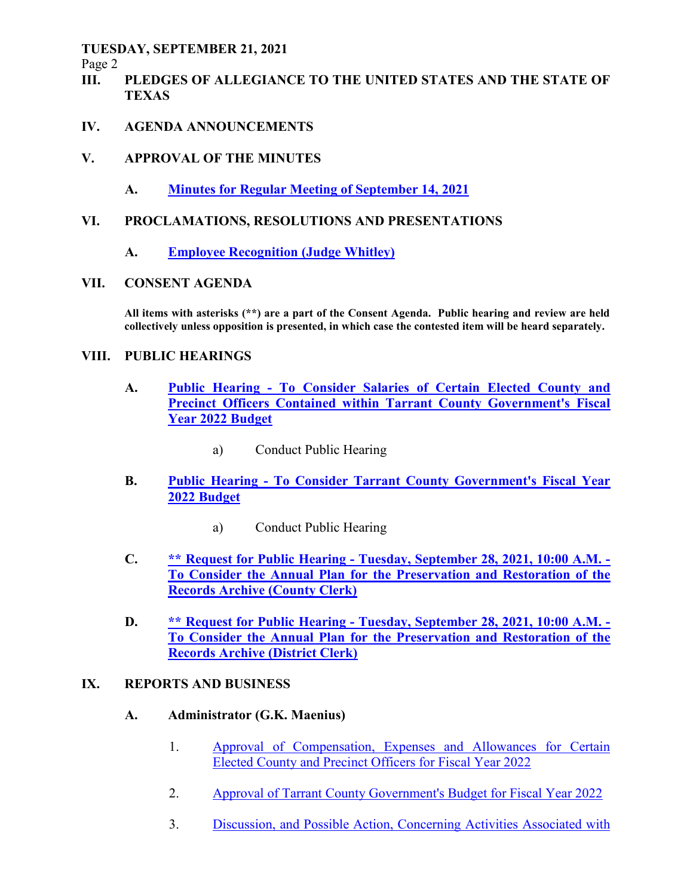## III. PLEDGES OF ALLEGIANCE TO THE UNITED STATES AND THE STATE OF TEXAS

## IV. AGENDA ANNOUNCEMENTS

## V. APPROVAL OF THE MINUTES

**A. Minutes for Regular Meeting of September 14, 2021**

## VI. PROCLAMATIONS, RESOLUTIONS AND PRESENTATIONS

**A. Employee Recognition (Judge Whitley)**

## VII. CONSENT AGENDA

**All items with asterisks (**) are a part of the Consent Agenda. Public hearing and review are held collectively unless opposition is presented, in which case the contested item will be heard separately.**

## VIII. PUBLIC HEARINGS

**A. Public Hearing - To Consider Salaries of Certain Elected County and Precinct Officers Contained within Tarrant County Government's Fiscal Year 2022 Budget**

a) Conduct Public Hearing

**B. Public Hearing - To Consider Tarrant County Government's Fiscal Year 2022 Budget**

a) Conduct Public Hearing

**C. ** Request for Public Hearing - Tuesday, September 28, 2021, 10:00 A.M. - To Consider the Annual Plan for the Preservation and Restoration of the Records Archive (County Clerk)**

**D. ** Request for Public Hearing - Tuesday, September 28, 2021, 10:00 A.M. - To Consider the Annual Plan for the Preservation and Restoration of the Records Archive (District Clerk)**

## IX. REPORTS AND BUSINESS

**A. Administrator (G.K. Maenius)**

1. Approval of Compensation, Expenses and Allowances for Certain Elected County and Precinct Officers for Fiscal Year 2022

2. Approval of Tarrant County Government's Budget for Fiscal Year 2022

3. Discussion, and Possible Action, Concerning Activities Associated with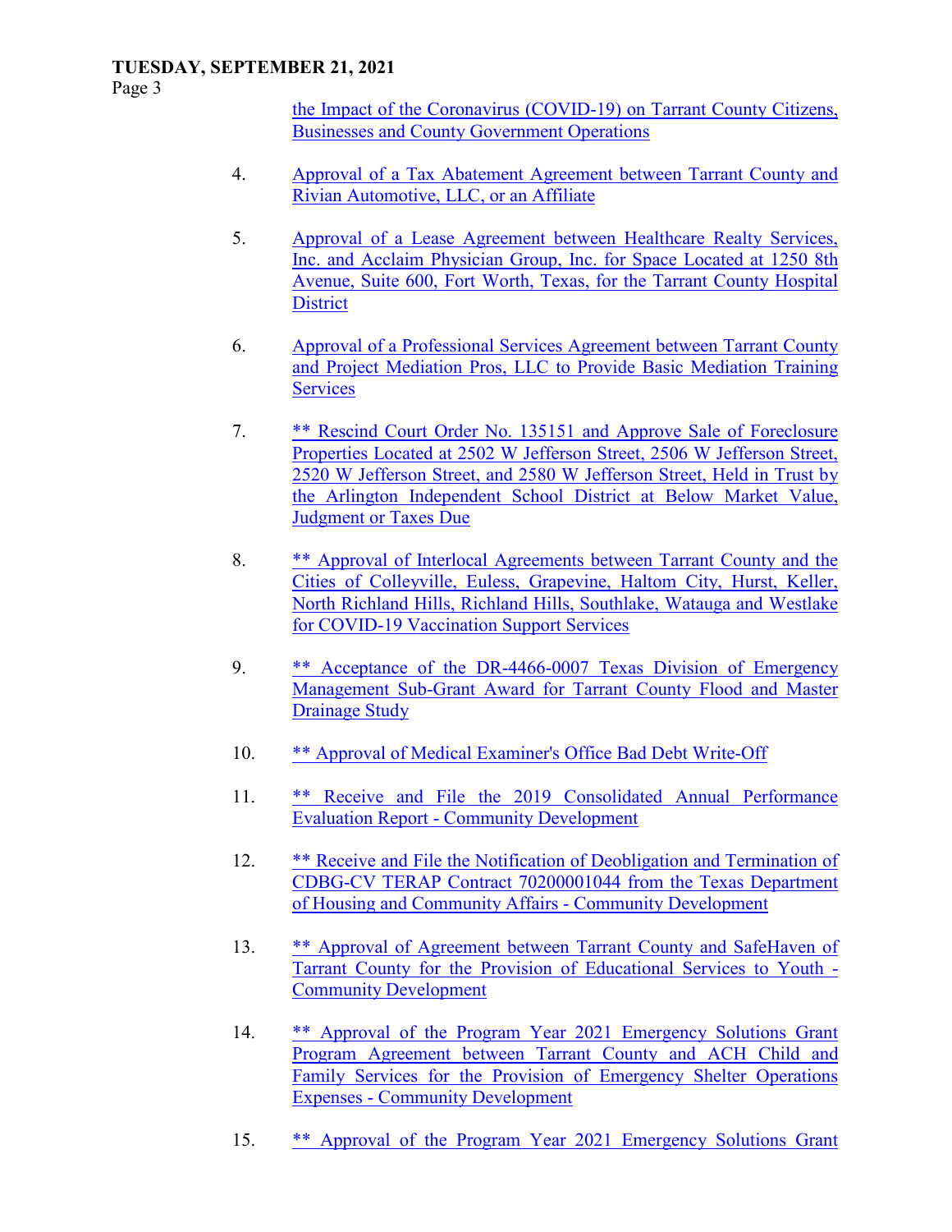the Impact of the Coronavirus (COVID-19) on Tarrant County Citizens, Businesses and County Government Operations

4. Approval of a Tax Abatement Agreement between Tarrant County and Rivian Automotive, LLC, or an Affiliate

5. Approval of a Lease Agreement between Healthcare Realty Services, Inc. and Acclaim Physician Group, Inc. for Space Located at 1250 8th Avenue, Suite 600, Fort Worth, Texas, for the Tarrant County Hospital District

6. Approval of a Professional Services Agreement between Tarrant County and Project Mediation Pros, LLC to Provide Basic Mediation Training Services

7. ** Rescind Court Order No. 135151 and Approve Sale of Foreclosure Properties Located at 2502 W Jefferson Street, 2506 W Jefferson Street, 2520 W Jefferson Street, and 2580 W Jefferson Street, Held in Trust by the Arlington Independent School District at Below Market Value, Judgment or Taxes Due

8. ** Approval of Interlocal Agreements between Tarrant County and the Cities of Colleyville, Euless, Grapevine, Haltom City, Hurst, Keller, North Richland Hills, Richland Hills, Southlake, Watauga and Westlake for COVID-19 Vaccination Support Services

9. ** Acceptance of the DR-4466-0007 Texas Division of Emergency Management Sub-Grant Award for Tarrant County Flood and Master Drainage Study

10. ** Approval of Medical Examiner's Office Bad Debt Write-Off

11. ** Receive and File the 2019 Consolidated Annual Performance Evaluation Report - Community Development

12. ** Receive and File the Notification of Deobligation and Termination of CDBG-CV TERAP Contract 70200001044 from the Texas Department of Housing and Community Affairs - Community Development

13. ** Approval of Agreement between Tarrant County and SafeHaven of Tarrant County for the Provision of Educational Services to Youth - Community Development

14. ** Approval of the Program Year 2021 Emergency Solutions Grant Program Agreement between Tarrant County and ACH Child and Family Services for the Provision of Emergency Shelter Operations Expenses - Community Development

15. ** Approval of the Program Year 2021 Emergency Solutions Grant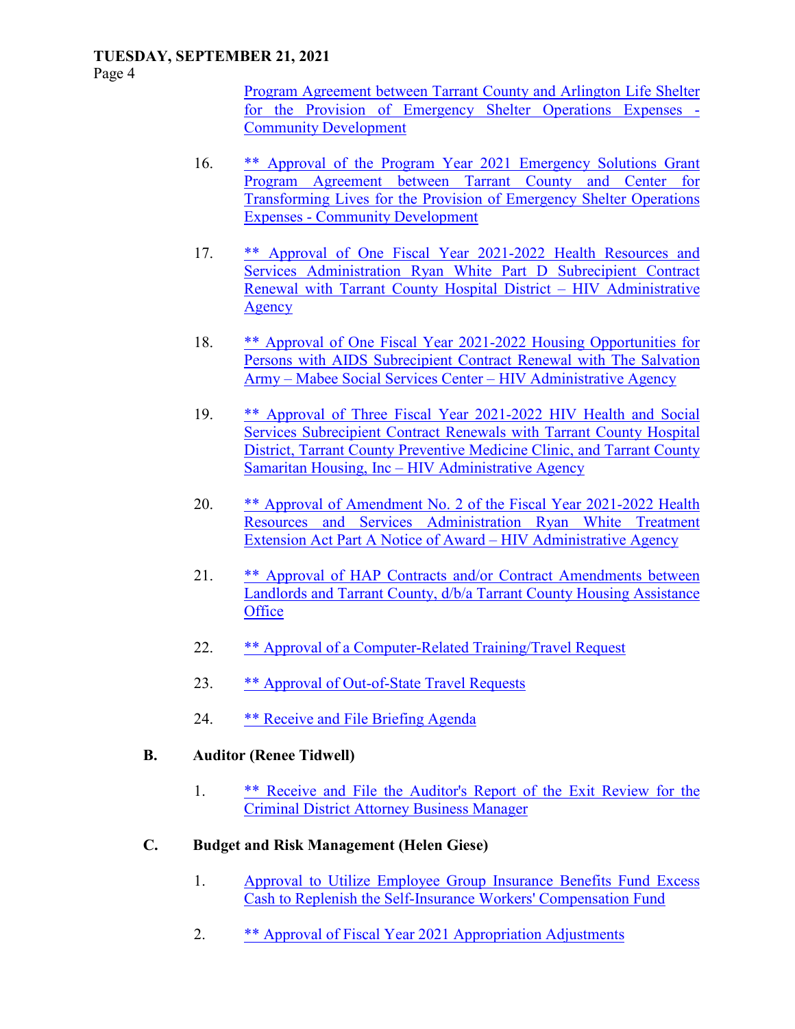Program Agreement between Tarrant County and Arlington Life Shelter for the Provision of Emergency Shelter Operations Expenses - Community Development

16. ** Approval of the Program Year 2021 Emergency Solutions Grant Program Agreement between Tarrant County and Center for Transforming Lives for the Provision of Emergency Shelter Operations Expenses - Community Development

17. ** Approval of One Fiscal Year 2021-2022 Health Resources and Services Administration Ryan White Part D Subrecipient Contract Renewal with Tarrant County Hospital District – HIV Administrative Agency

18. ** Approval of One Fiscal Year 2021-2022 Housing Opportunities for Persons with AIDS Subrecipient Contract Renewal with The Salvation Army – Mabee Social Services Center – HIV Administrative Agency

19. ** Approval of Three Fiscal Year 2021-2022 HIV Health and Social Services Subrecipient Contract Renewals with Tarrant County Hospital District, Tarrant County Preventive Medicine Clinic, and Tarrant County Samaritan Housing, Inc – HIV Administrative Agency

20. ** Approval of Amendment No. 2 of the Fiscal Year 2021-2022 Health Resources and Services Administration Ryan White Treatment Extension Act Part A Notice of Award – HIV Administrative Agency

21. ** Approval of HAP Contracts and/or Contract Amendments between Landlords and Tarrant County, d/b/a Tarrant County Housing Assistance Office

22. ** Approval of a Computer-Related Training/Travel Request

23. ** Approval of Out-of-State Travel Requests

24. ** Receive and File Briefing Agenda

**B. Auditor (Renee Tidwell)**

1. ** Receive and File the Auditor's Report of the Exit Review for the Criminal District Attorney Business Manager

**C. Budget and Risk Management (Helen Giese)**

1. Approval to Utilize Employee Group Insurance Benefits Fund Excess Cash to Replenish the Self-Insurance Workers' Compensation Fund

2. ** Approval of Fiscal Year 2021 Appropriation Adjustments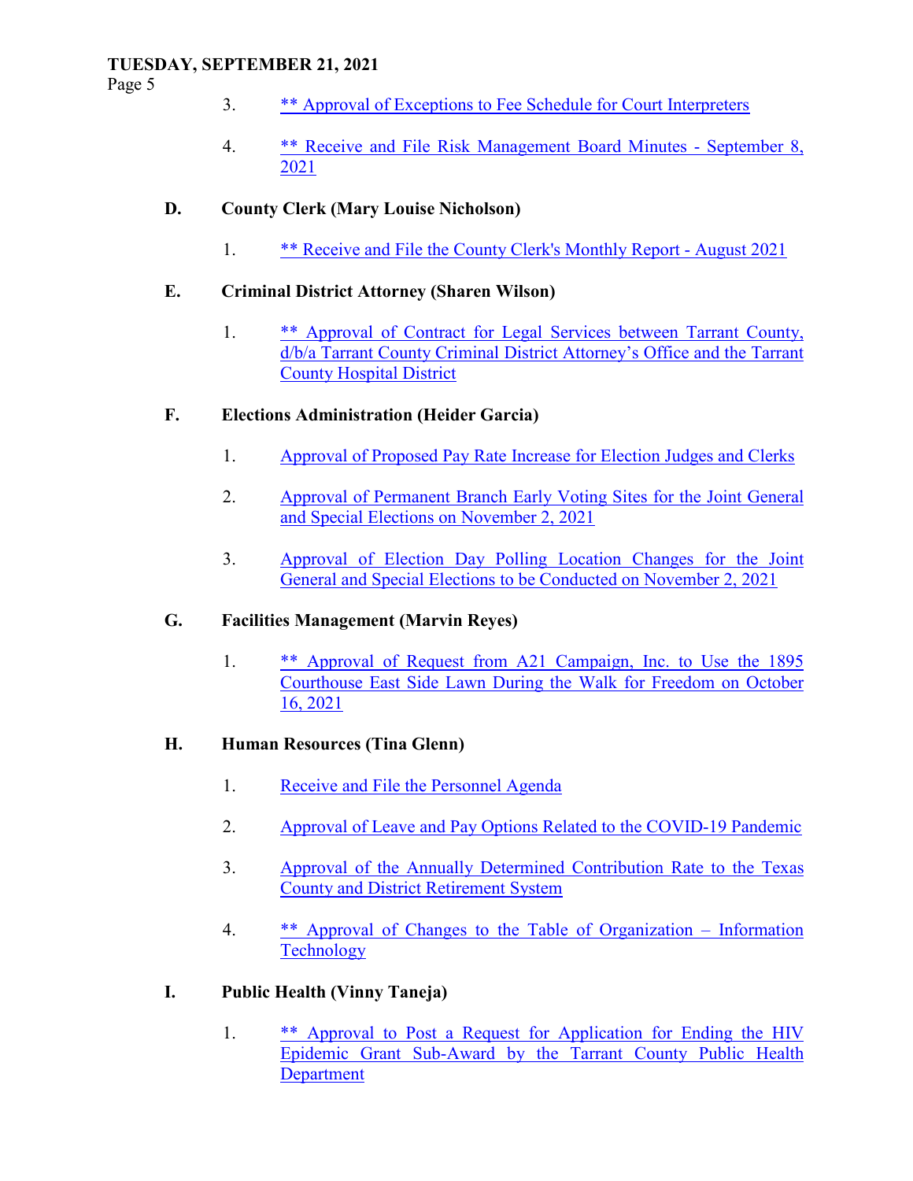3. ** Approval of Exceptions to Fee Schedule for Court Interpreters

4. ** Receive and File Risk Management Board Minutes - September 8, 2021

**D. County Clerk (Mary Louise Nicholson)**

1. ** Receive and File the County Clerk's Monthly Report - August 2021

**E. Criminal District Attorney (Sharen Wilson)**

1. ** Approval of Contract for Legal Services between Tarrant County, d/b/a Tarrant County Criminal District Attorney's Office and the Tarrant County Hospital District

**F. Elections Administration (Heider Garcia)**

1. Approval of Proposed Pay Rate Increase for Election Judges and Clerks

2. Approval of Permanent Branch Early Voting Sites for the Joint General and Special Elections on November 2, 2021

3. Approval of Election Day Polling Location Changes for the Joint General and Special Elections to be Conducted on November 2, 2021

**G. Facilities Management (Marvin Reyes)**

1. ** Approval of Request from A21 Campaign, Inc. to Use the 1895 Courthouse East Side Lawn During the Walk for Freedom on October 16, 2021

**H. Human Resources (Tina Glenn)**

1. Receive and File the Personnel Agenda

2. Approval of Leave and Pay Options Related to the COVID-19 Pandemic

3. Approval of the Annually Determined Contribution Rate to the Texas County and District Retirement System

4. ** Approval of Changes to the Table of Organization – Information Technology

**I. Public Health (Vinny Taneja)**

1. ** Approval to Post a Request for Application for Ending the HIV Epidemic Grant Sub-Award by the Tarrant County Public Health Department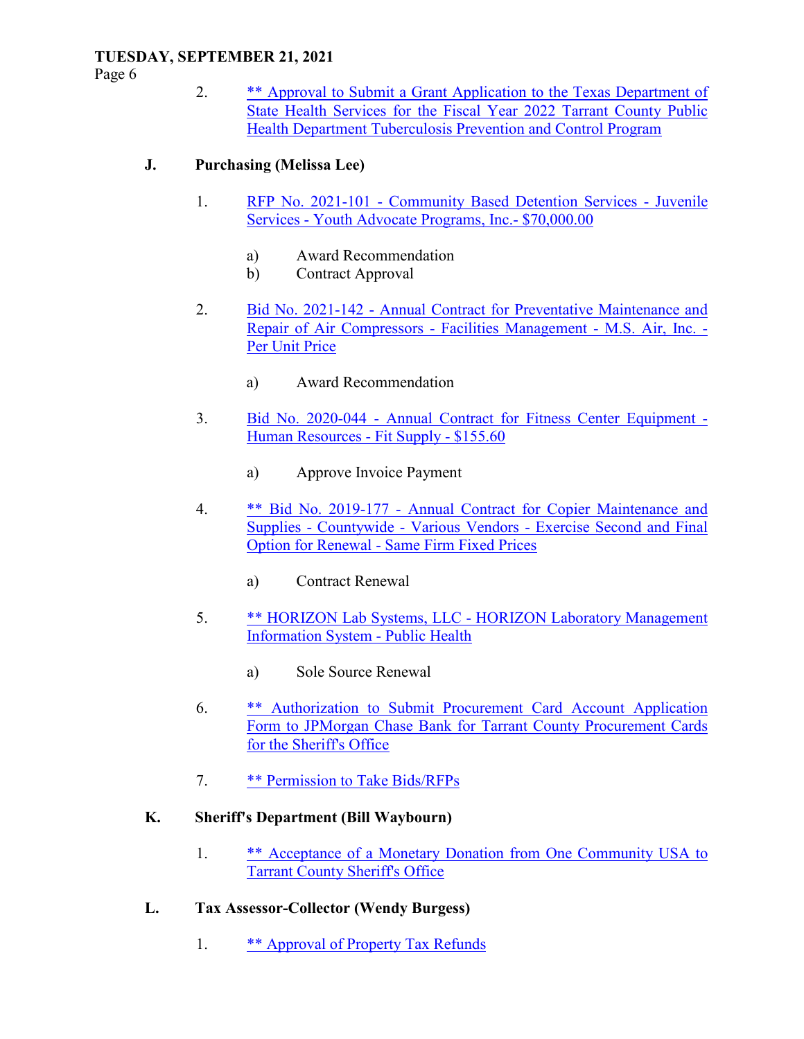2. ** Approval to Submit a Grant Application to the Texas Department of State Health Services for the Fiscal Year 2022 Tarrant County Public Health Department Tuberculosis Prevention and Control Program

**J. Purchasing (Melissa Lee)**

1. RFP No. 2021-101 - Community Based Detention Services - Juvenile Services - Youth Advocate Programs, Inc.- $70,000.00

   a) Award Recommendation
   b) Contract Approval

2. Bid No. 2021-142 - Annual Contract for Preventative Maintenance and Repair of Air Compressors - Facilities Management - M.S. Air, Inc. - Per Unit Price

   a) Award Recommendation

3. Bid No. 2020-044 - Annual Contract for Fitness Center Equipment - Human Resources - Fit Supply - $155.60

   a) Approve Invoice Payment

4. ** Bid No. 2019-177 - Annual Contract for Copier Maintenance and Supplies - Countywide - Various Vendors - Exercise Second and Final Option for Renewal - Same Firm Fixed Prices

   a) Contract Renewal

5. ** HORIZON Lab Systems, LLC - HORIZON Laboratory Management Information System - Public Health

   a) Sole Source Renewal

6. ** Authorization to Submit Procurement Card Account Application Form to JPMorgan Chase Bank for Tarrant County Procurement Cards for the Sheriff's Office

7. ** Permission to Take Bids/RFPs

**K. Sheriff's Department (Bill Waybourn)**

1. ** Acceptance of a Monetary Donation from One Community USA to Tarrant County Sheriff's Office

**L. Tax Assessor-Collector (Wendy Burgess)**

1. ** Approval of Property Tax Refunds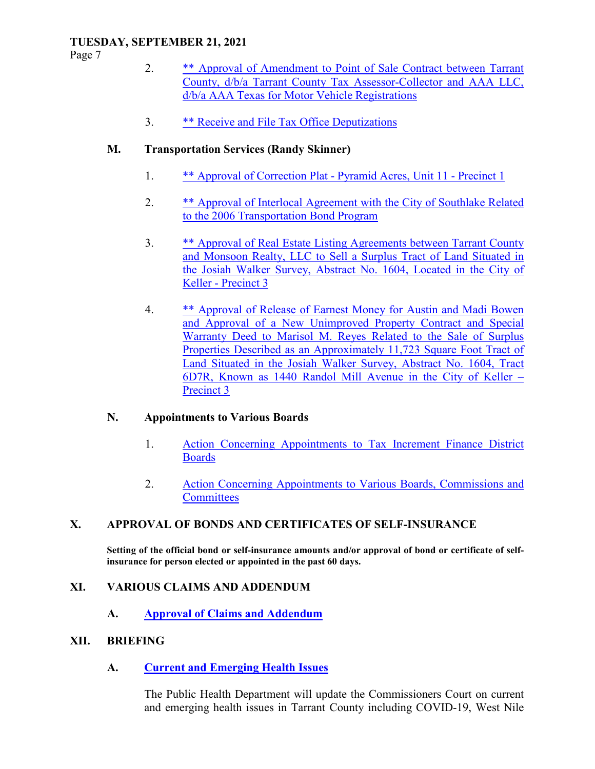2. ** Approval of Amendment to Point of Sale Contract between Tarrant County, d/b/a Tarrant County Tax Assessor-Collector and AAA LLC, d/b/a AAA Texas for Motor Vehicle Registrations

3. ** Receive and File Tax Office Deputizations

### M. Transportation Services (Randy Skinner)

1. ** Approval of Correction Plat - Pyramid Acres, Unit 11 - Precinct 1

2. ** Approval of Interlocal Agreement with the City of Southlake Related to the 2006 Transportation Bond Program

3. ** Approval of Real Estate Listing Agreements between Tarrant County and Monsoon Realty, LLC to Sell a Surplus Tract of Land Situated in the Josiah Walker Survey, Abstract No. 1604, Located in the City of Keller - Precinct 3

4. ** Approval of Release of Earnest Money for Austin and Madi Bowen and Approval of a New Unimproved Property Contract and Special Warranty Deed to Marisol M. Reyes Related to the Sale of Surplus Properties Described as an Approximately 11,723 Square Foot Tract of Land Situated in the Josiah Walker Survey, Abstract No. 1604, Tract 6D7R, Known as 1440 Randol Mill Avenue in the City of Keller – Precinct 3

### N. Appointments to Various Boards

1. Action Concerning Appointments to Tax Increment Finance District Boards

2. Action Concerning Appointments to Various Boards, Commissions and Committees

## X. APPROVAL OF BONDS AND CERTIFICATES OF SELF-INSURANCE

**Setting of the official bond or self-insurance amounts and/or approval of bond or certificate of self-insurance for person elected or appointed in the past 60 days.**

## XI. VARIOUS CLAIMS AND ADDENDUM

### A. Approval of Claims and Addendum

## XII. BRIEFING

### A. Current and Emerging Health Issues

The Public Health Department will update the Commissioners Court on current and emerging health issues in Tarrant County including COVID-19, West Nile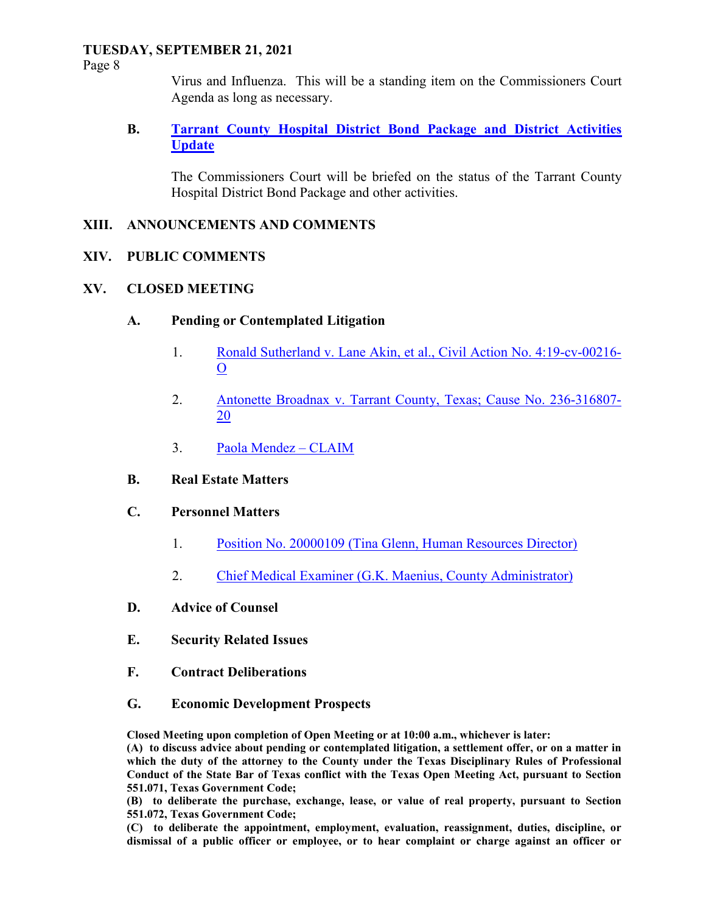Virus and Influenza. This will be a standing item on the Commissioners Court Agenda as long as necessary.

**B. Tarrant County Hospital District Bond Package and District Activities Update**

The Commissioners Court will be briefed on the status of the Tarrant County Hospital District Bond Package and other activities.

## XIII. ANNOUNCEMENTS AND COMMENTS

## XIV. PUBLIC COMMENTS

## XV. CLOSED MEETING

### A. Pending or Contemplated Litigation

1. Ronald Sutherland v. Lane Akin, et al., Civil Action No. 4:19-cv-00216-O

2. Antonette Broadnax v. Tarrant County, Texas; Cause No. 236-316807-20

3. Paola Mendez – CLAIM

### B. Real Estate Matters

### C. Personnel Matters

1. Position No. 20000109 (Tina Glenn, Human Resources Director)

2. Chief Medical Examiner (G.K. Maenius, County Administrator)

### D. Advice of Counsel

### E. Security Related Issues

### F. Contract Deliberations

### G. Economic Development Prospects

**Closed Meeting upon completion of Open Meeting or at 10:00 a.m., whichever is later:**
**(A) to discuss advice about pending or contemplated litigation, a settlement offer, or on a matter in which the duty of the attorney to the County under the Texas Disciplinary Rules of Professional Conduct of the State Bar of Texas conflict with the Texas Open Meeting Act, pursuant to Section 551.071, Texas Government Code;**
**(B) to deliberate the purchase, exchange, lease, or value of real property, pursuant to Section 551.072, Texas Government Code;**
**(C) to deliberate the appointment, employment, evaluation, reassignment, duties, discipline, or dismissal of a public officer or employee, or to hear complaint or charge against an officer or**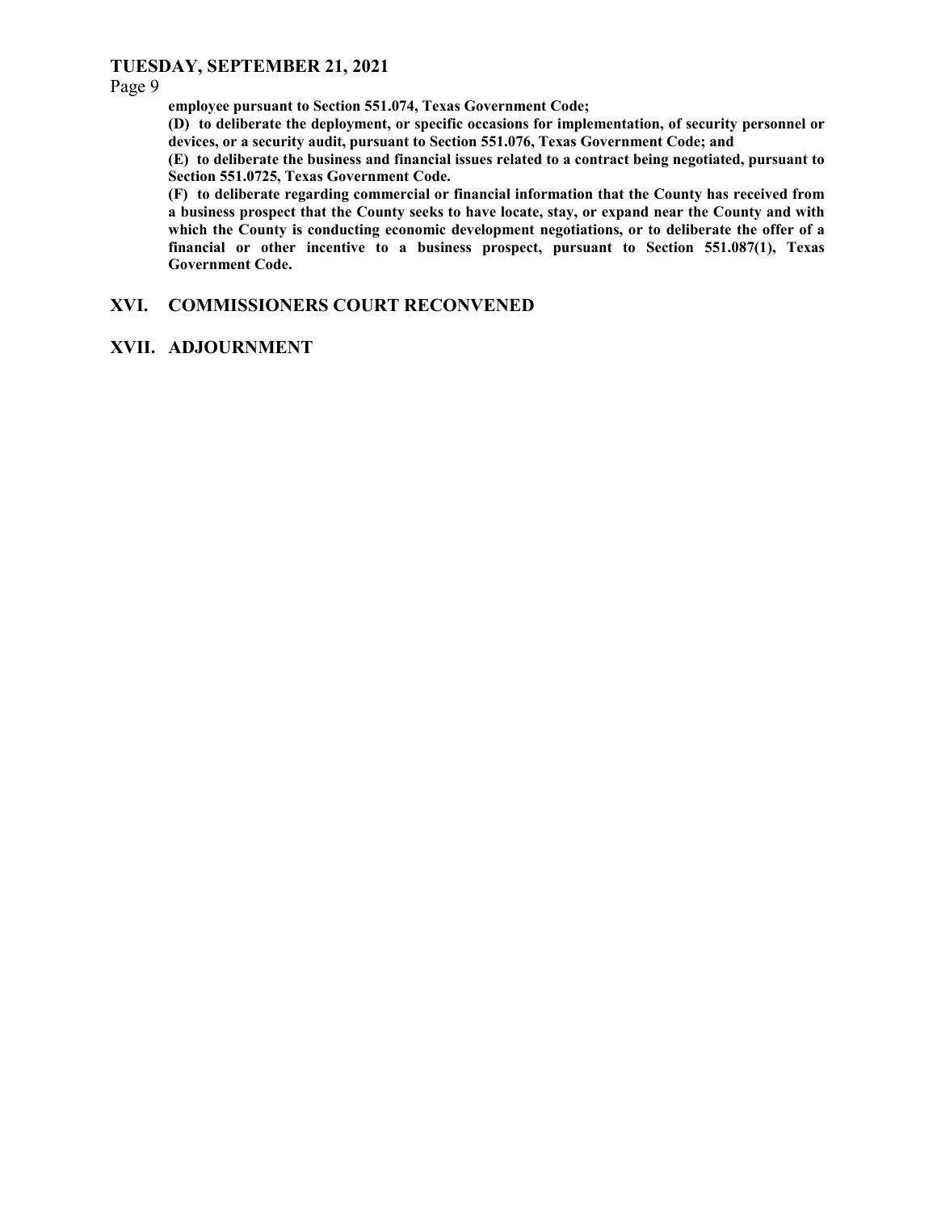**employee pursuant to Section 551.074, Texas Government Code;**

**(D) to deliberate the deployment, or specific occasions for implementation, of security personnel or devices, or a security audit, pursuant to Section 551.076, Texas Government Code; and**

**(E) to deliberate the business and financial issues related to a contract being negotiated, pursuant to Section 551.0725, Texas Government Code.**

**(F) to deliberate regarding commercial or financial information that the County has received from a business prospect that the County seeks to have locate, stay, or expand near the County and with which the County is conducting economic development negotiations, or to deliberate the offer of a financial or other incentive to a business prospect, pursuant to Section 551.087(1), Texas Government Code.**

## XVI. COMMISSIONERS COURT RECONVENED

## XVII. ADJOURNMENT